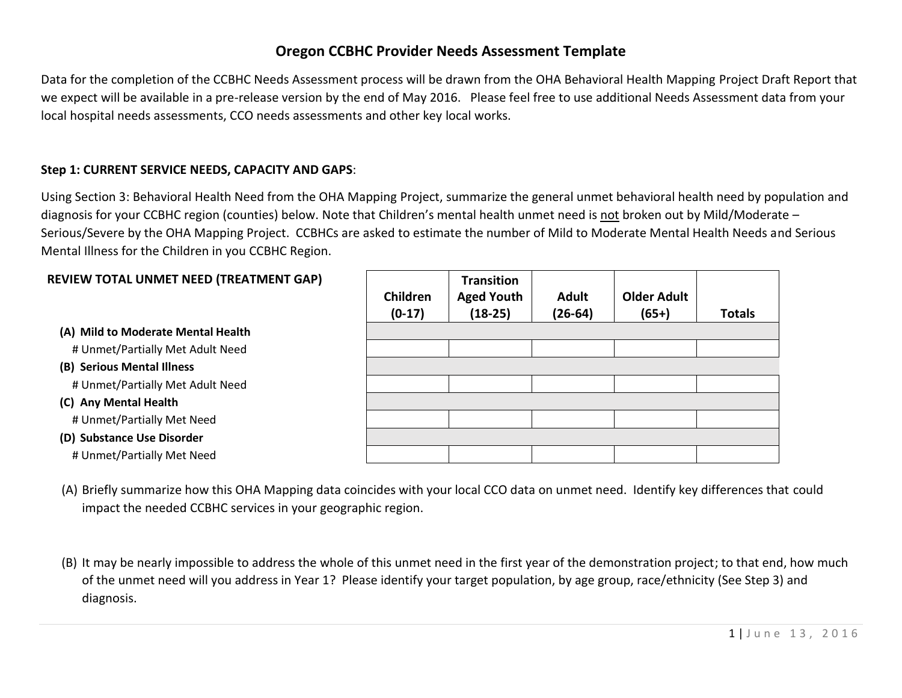# Oregon CCBHC Provider Needs Assessment Template

Data for the completion of the CCBHC Needs Assessment process will be drawn from the OHA Behavioral Health Mapping Project Draft Report that we expect will be available in a pre-release version by the end of May 2016. Please feel free to use additional Needs Assessment data from your local hospital needs assessments, CCO needs assessments and other key local works.

**Step 1: CURRENT SERVICE NEEDS, CAPACITY AND GAPS**:

Using Section 3: Behavioral Health Need from the OHA Mapping Project, summarize the general unmet behavioral health need by population and diagnosis for your CCBHC region (counties) below. Note that Children's mental health unmet need is not broken out by Mild/Moderate – Serious/Severe by the OHA Mapping Project. CCBHCs are asked to estimate the number of Mild to Moderate Mental Health Needs and Serious Mental Illness for the Children in you CCBHC Region.

| **REVIEW TOTAL UNMET NEED (TREATMENT GAP)** | **Children (0-17)** | **Transition Aged Youth (18-25)** | **Adult (26-64)** | **Older Adult (65+)** | **Totals** |
|---|---|---|---|---|---|
| **(A) Mild to Moderate Mental Health** | | | | | |
| # Unmet/Partially Met Adult Need | | | | | |
| **(B) Serious Mental Illness** | | | | | |
| # Unmet/Partially Met Adult Need | | | | | |
| **(C) Any Mental Health** | | | | | |
| # Unmet/Partially Met Need | | | | | |
| **(D) Substance Use Disorder** | | | | | |
| # Unmet/Partially Met Need | | | | | |

(A) Briefly summarize how this OHA Mapping data coincides with your local CCO data on unmet need. Identify key differences that could impact the needed CCBHC services in your geographic region.

(B) It may be nearly impossible to address the whole of this unmet need in the first year of the demonstration project; to that end, how much of the unmet need will you address in Year 1? Please identify your target population, by age group, race/ethnicity (See Step 3) and diagnosis.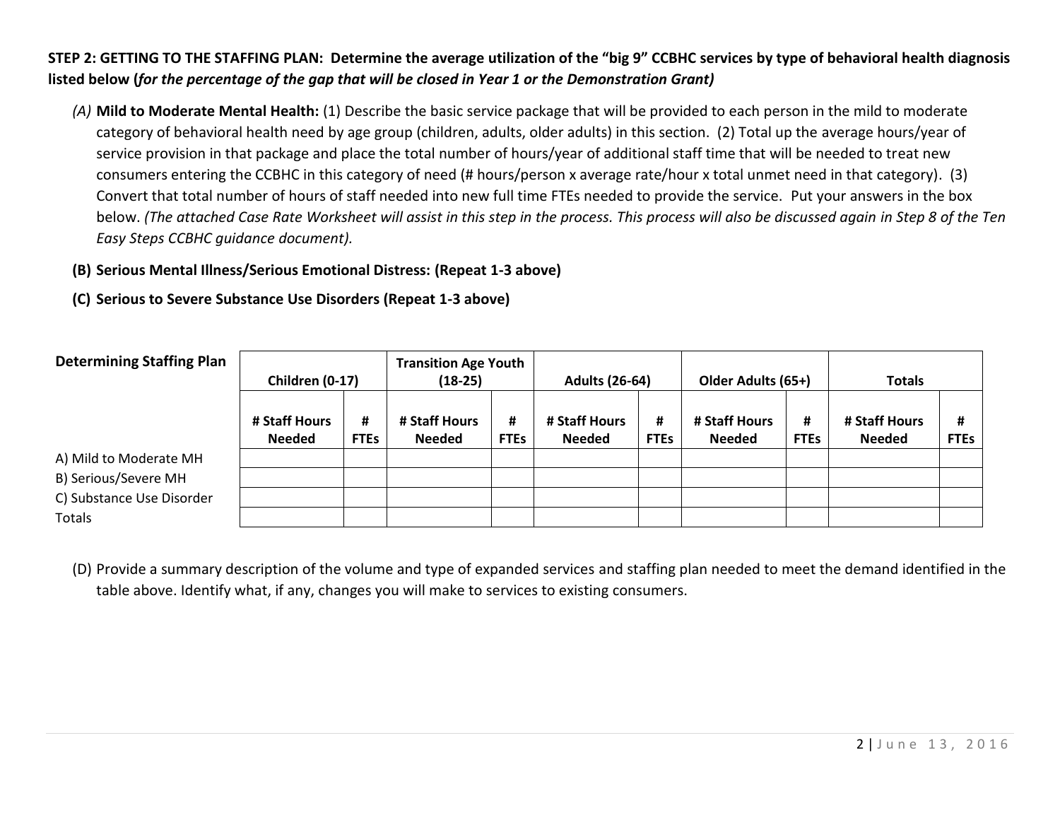**STEP 2: GETTING TO THE STAFFING PLAN: Determine the average utilization of the "big 9" CCBHC services by type of behavioral health diagnosis listed below (*for the percentage of the gap that will be closed in Year 1 or the Demonstration Grant)***

*(A)* **Mild to Moderate Mental Health:** (1) Describe the basic service package that will be provided to each person in the mild to moderate category of behavioral health need by age group (children, adults, older adults) in this section. (2) Total up the average hours/year of service provision in that package and place the total number of hours/year of additional staff time that will be needed to treat new consumers entering the CCBHC in this category of need (# hours/person x average rate/hour x total unmet need in that category). (3) Convert that total number of hours of staff needed into new full time FTEs needed to provide the service. Put your answers in the box below. *(The attached Case Rate Worksheet will assist in this step in the process. This process will also be discussed again in Step 8 of the Ten Easy Steps CCBHC guidance document).*

**(B) Serious Mental Illness/Serious Emotional Distress: (Repeat 1-3 above)**

**(C) Serious to Severe Substance Use Disorders (Repeat 1-3 above)**

| **Determining Staffing Plan** | **Children (0-17)** | | **Transition Age Youth (18-25)** | | **Adults (26-64)** | | **Older Adults (65+)** | | **Totals** | |
|---|---|---|---|---|---|---|---|---|---|---|
| | **# Staff Hours Needed** | **# FTEs** | **# Staff Hours Needed** | **# FTEs** | **# Staff Hours Needed** | **# FTEs** | **# Staff Hours Needed** | **# FTEs** | **# Staff Hours Needed** | **# FTEs** |
| A) Mild to Moderate MH | | | | | | | | | | |
| B) Serious/Severe MH | | | | | | | | | | |
| C) Substance Use Disorder | | | | | | | | | | |
| Totals | | | | | | | | | | |

(D) Provide a summary description of the volume and type of expanded services and staffing plan needed to meet the demand identified in the table above. Identify what, if any, changes you will make to services to existing consumers.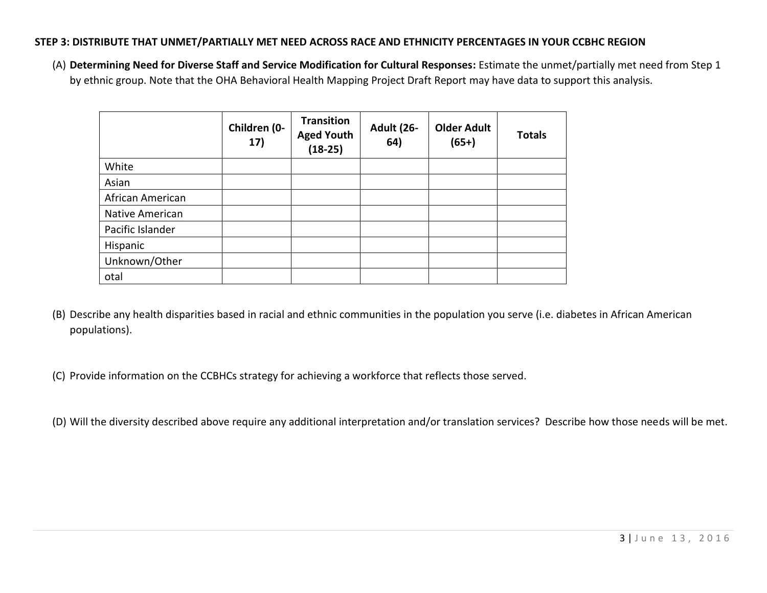**STEP 3: DISTRIBUTE THAT UNMET/PARTIALLY MET NEED ACROSS RACE AND ETHNICITY PERCENTAGES IN YOUR CCBHC REGION**

(A) **Determining Need for Diverse Staff and Service Modification for Cultural Responses:** Estimate the unmet/partially met need from Step 1 by ethnic group. Note that the OHA Behavioral Health Mapping Project Draft Report may have data to support this analysis.

| | Children (0-17) | Transition Aged Youth (18-25) | Adult (26-64) | Older Adult (65+) | Totals |
|---|---|---|---|---|---|
| White | | | | | |
| Asian | | | | | |
| African American | | | | | |
| Native American | | | | | |
| Pacific Islander | | | | | |
| Hispanic | | | | | |
| Unknown/Other | | | | | |
| otal | | | | | |

(B) Describe any health disparities based in racial and ethnic communities in the population you serve (i.e. diabetes in African American populations).

(C) Provide information on the CCBHCs strategy for achieving a workforce that reflects those served.

(D) Will the diversity described above require any additional interpretation and/or translation services? Describe how those needs will be met.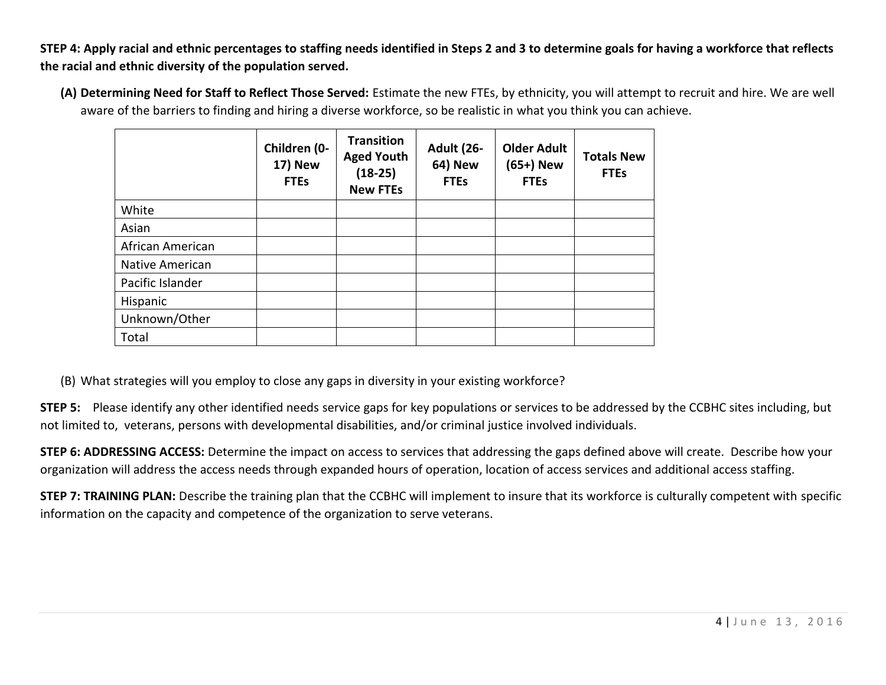**STEP 4: Apply racial and ethnic percentages to staffing needs identified in Steps 2 and 3 to determine goals for having a workforce that reflects the racial and ethnic diversity of the population served.**

**(A) Determining Need for Staff to Reflect Those Served:** Estimate the new FTEs, by ethnicity, you will attempt to recruit and hire. We are well aware of the barriers to finding and hiring a diverse workforce, so be realistic in what you think you can achieve.

| | Children (0-17) New FTEs | Transition Aged Youth (18-25) New FTEs | Adult (26-64) New FTEs | Older Adult (65+) New FTEs | Totals New FTEs |
|---|---|---|---|---|---|
| White | | | | | |
| Asian | | | | | |
| African American | | | | | |
| Native American | | | | | |
| Pacific Islander | | | | | |
| Hispanic | | | | | |
| Unknown/Other | | | | | |
| Total | | | | | |

(B) What strategies will you employ to close any gaps in diversity in your existing workforce?

**STEP 5:** Please identify any other identified needs service gaps for key populations or services to be addressed by the CCBHC sites including, but not limited to, veterans, persons with developmental disabilities, and/or criminal justice involved individuals.

**STEP 6: ADDRESSING ACCESS:** Determine the impact on access to services that addressing the gaps defined above will create. Describe how your organization will address the access needs through expanded hours of operation, location of access services and additional access staffing.

**STEP 7: TRAINING PLAN:** Describe the training plan that the CCBHC will implement to insure that its workforce is culturally competent with specific information on the capacity and competence of the organization to serve veterans.